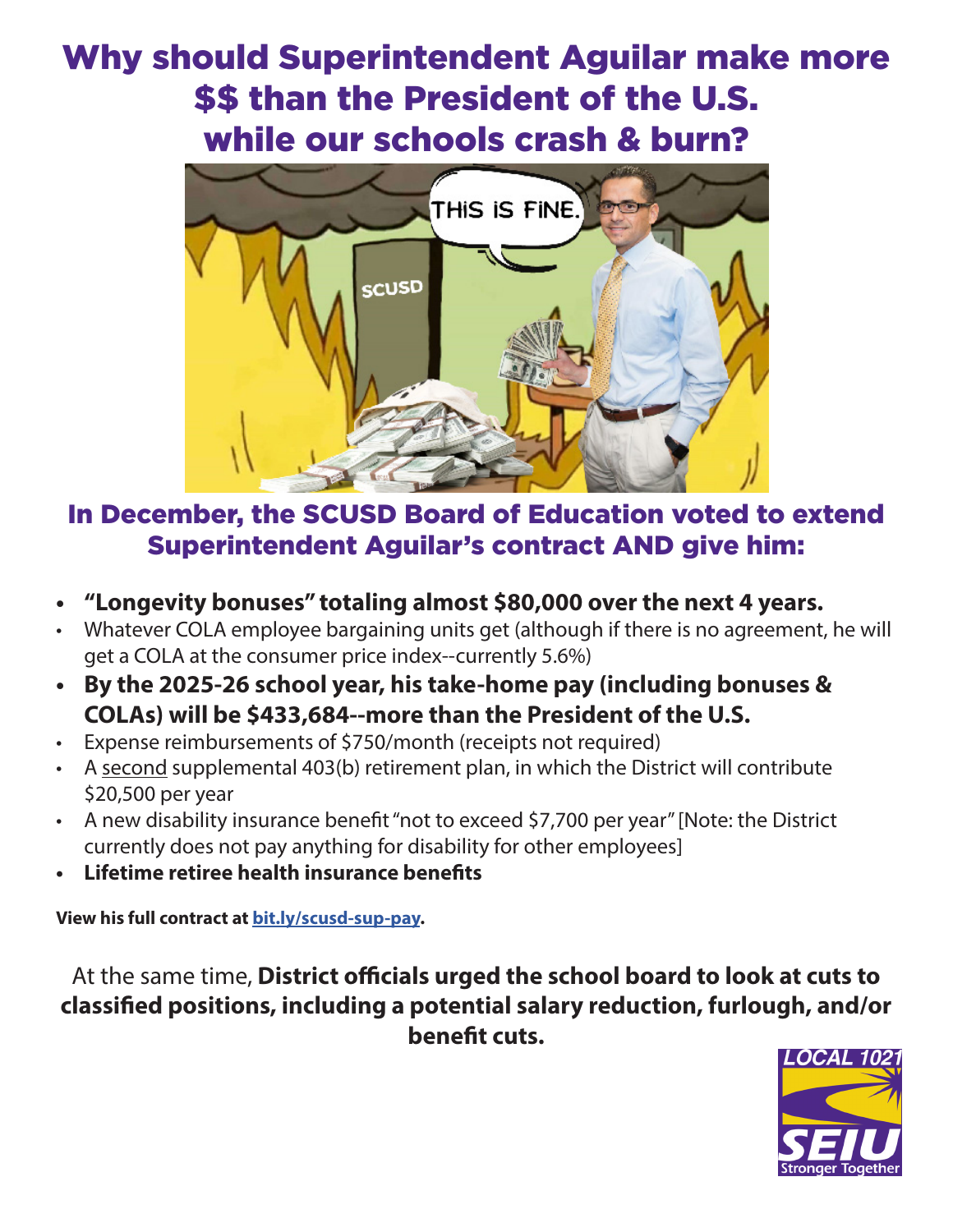# Why should Superintendent Aguilar make more $$ than the President of the U.S. while our schools crash & burn?

## In December, the SCUSD Board of Education voted to extend Superintendent Aguilar's contract AND give him:

- **"Longevity bonuses" totaling almost $80,000 over the next 4 years.**
- Whatever COLA employee bargaining units get (although if there is no agreement, he will get a COLA at the consumer price index--currently 5.6%)
- **By the 2025-26 school year, his take-home pay (including bonuses & COLAs) will be $433,684--more than the President of the U.S.**
- Expense reimbursements of $750/month (receipts not required)
- A second supplemental 403(b) retirement plan, in which the District will contribute $20,500 per year
- A new disability insurance benefit "not to exceed $7,700 per year" [Note: the District currently does not pay anything for disability for other employees]
- **Lifetime retiree health insurance benefits**

**View his full contract at bit.ly/scusd-sup-pay.**

At the same time, **District officials urged the school board to look at cuts to classified positions, including a potential salary reduction, furlough, and/or benefit cuts.**

LOCAL 1021 SEIU Stronger Together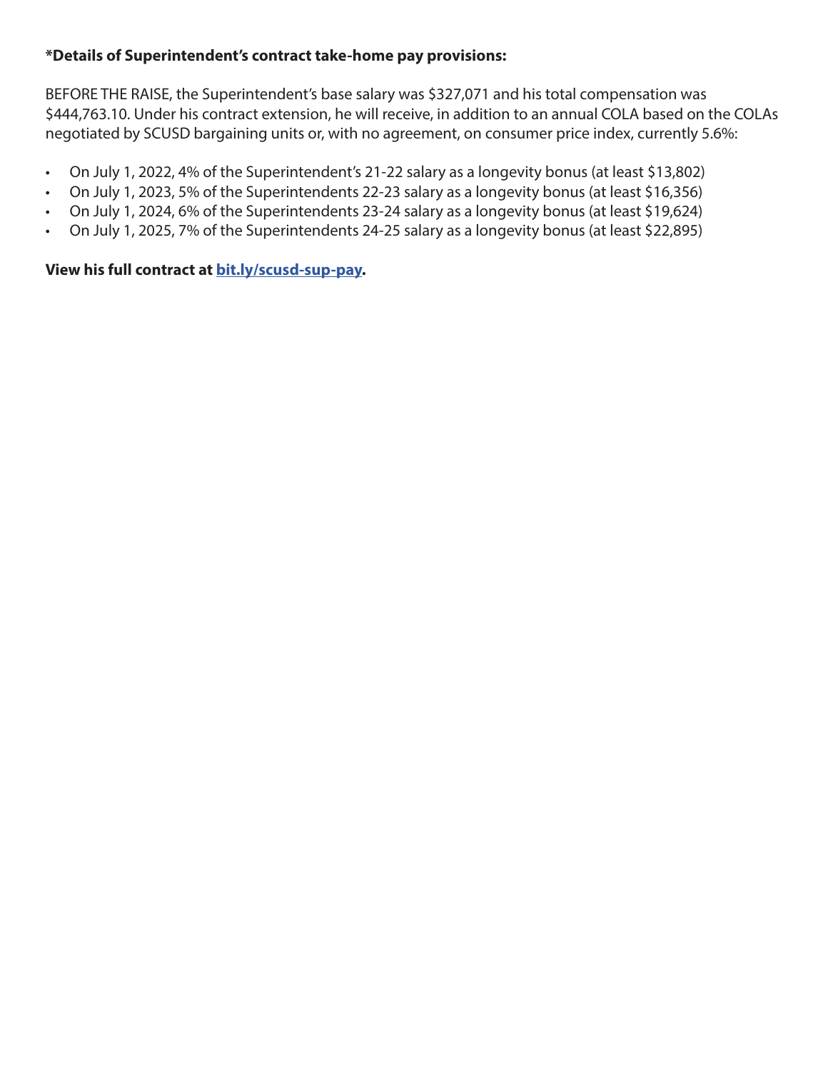**\*Details of Superintendent's contract take-home pay provisions:**

BEFORE THE RAISE, the Superintendent's base salary was $327,071 and his total compensation was $444,763.10. Under his contract extension, he will receive, in addition to an annual COLA based on the COLAs negotiated by SCUSD bargaining units or, with no agreement, on consumer price index, currently 5.6%:

- On July 1, 2022, 4% of the Superintendent's 21-22 salary as a longevity bonus (at least $13,802)
- On July 1, 2023, 5% of the Superintendents 22-23 salary as a longevity bonus (at least $16,356)
- On July 1, 2024, 6% of the Superintendents 23-24 salary as a longevity bonus (at least $19,624)
- On July 1, 2025, 7% of the Superintendents 24-25 salary as a longevity bonus (at least $22,895)

**View his full contract at [bit.ly/scusd-sup-pay](bit.ly/scusd-sup-pay).**